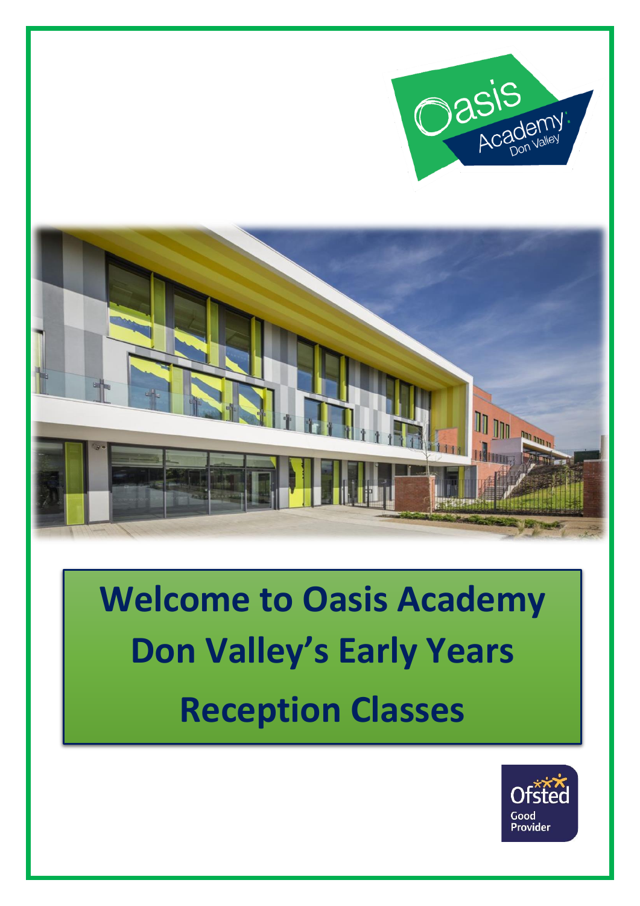# Welcome to Oasis Academy Don Valley's Early Years Reception Classes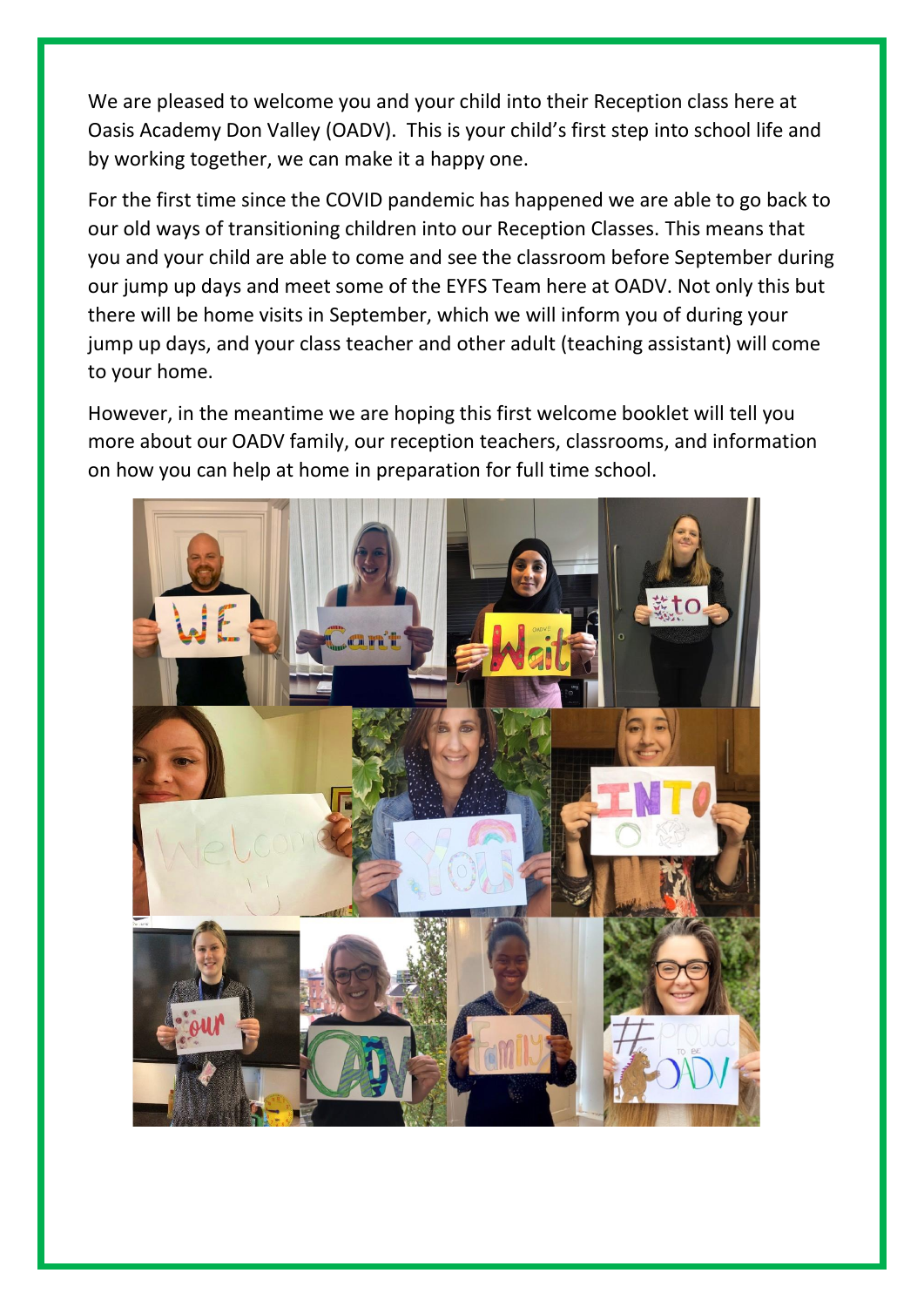We are pleased to welcome you and your child into their Reception class here at Oasis Academy Don Valley (OADV). This is your child's first step into school life and by working together, we can make it a happy one.

For the first time since the COVID pandemic has happened we are able to go back to our old ways of transitioning children into our Reception Classes. This means that you and your child are able to come and see the classroom before September during our jump up days and meet some of the EYFS Team here at OADV. Not only this but there will be home visits in September, which we will inform you of during your jump up days, and your class teacher and other adult (teaching assistant) will come to your home.

However, in the meantime we are hoping this first welcome booklet will tell you more about our OADV family, our reception teachers, classrooms, and information on how you can help at home in preparation for full time school.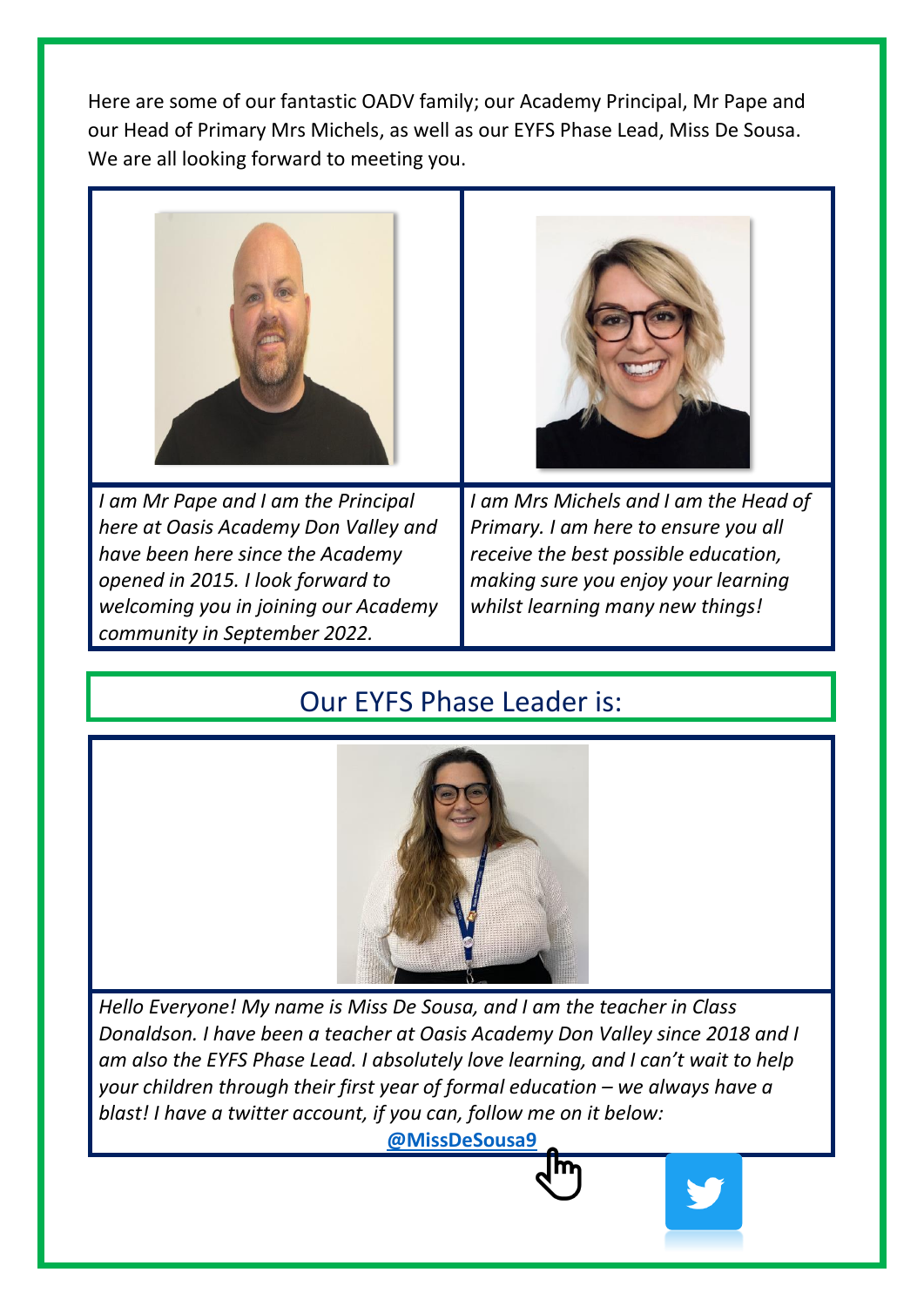Here are some of our fantastic OADV family; our Academy Principal, Mr Pape and our Head of Primary Mrs Michels, as well as our EYFS Phase Lead, Miss De Sousa. We are all looking forward to meeting you.

*I am Mr Pape and I am the Principal here at Oasis Academy Don Valley and have been here since the Academy opened in 2015. I look forward to welcoming you in joining our Academy community in September 2022.*

*I am Mrs Michels and I am the Head of Primary. I am here to ensure you all receive the best possible education, making sure you enjoy your learning whilst learning many new things!*

## Our EYFS Phase Leader is:

*Hello Everyone! My name is Miss De Sousa, and I am the teacher in Class Donaldson. I have been a teacher at Oasis Academy Don Valley since 2018 and I am also the EYFS Phase Lead. I absolutely love learning, and I can't wait to help your children through their first year of formal education – we always have a blast! I have a twitter account, if you can, follow me on it below:*

**@MissDeSousa9**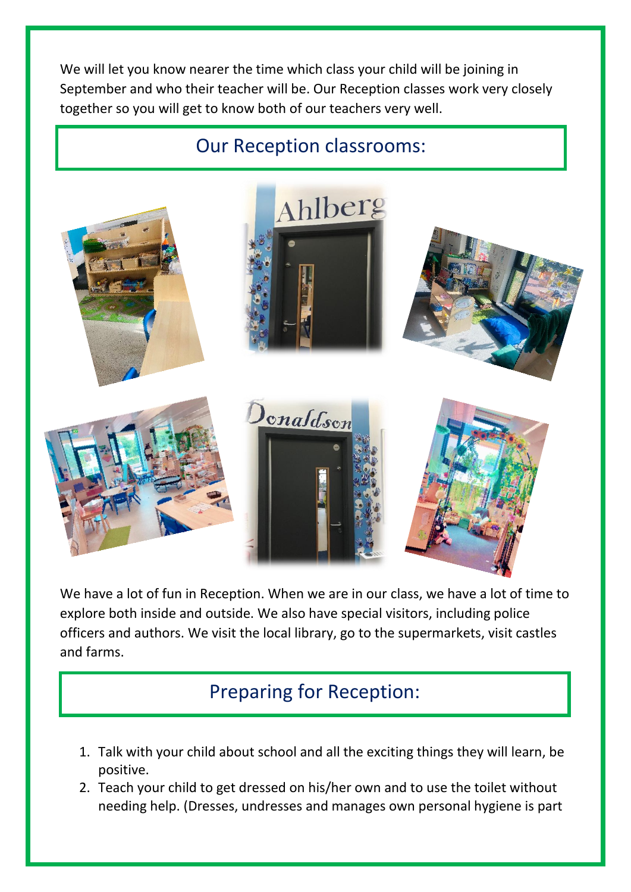We will let you know nearer the time which class your child will be joining in September and who their teacher will be. Our Reception classes work very closely together so you will get to know both of our teachers very well.

## Our Reception classrooms:

We have a lot of fun in Reception. When we are in our class, we have a lot of time to explore both inside and outside. We also have special visitors, including police officers and authors. We visit the local library, go to the supermarkets, visit castles and farms.

## Preparing for Reception:

1. Talk with your child about school and all the exciting things they will learn, be positive.
2. Teach your child to get dressed on his/her own and to use the toilet without needing help. (Dresses, undresses and manages own personal hygiene is part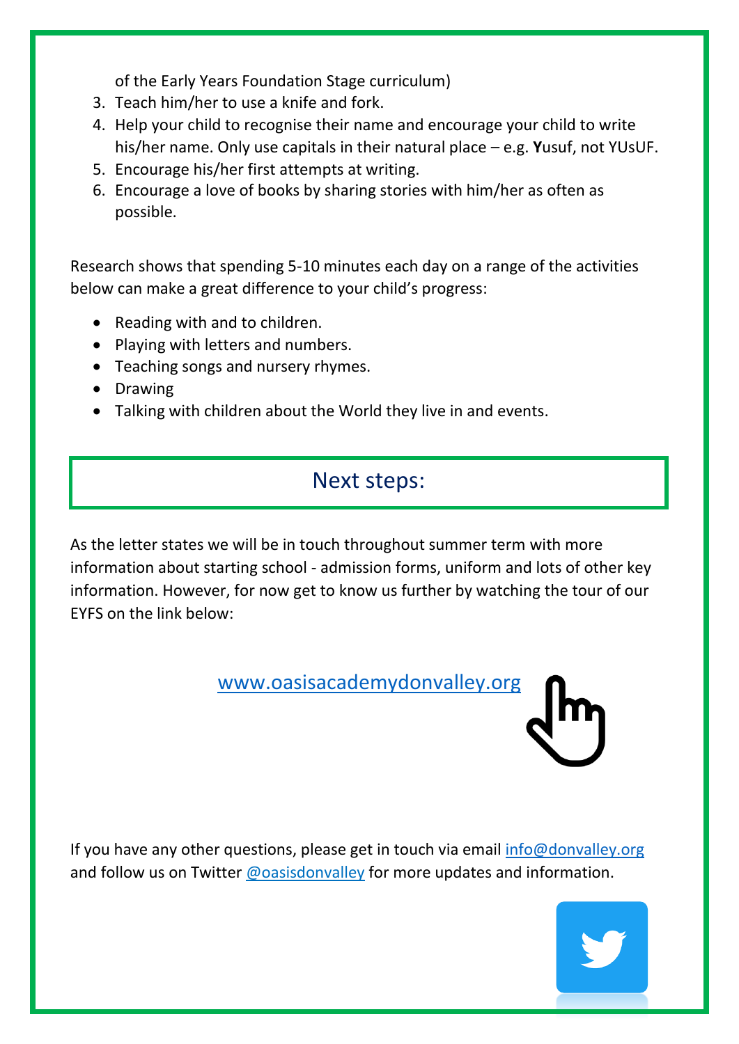of the Early Years Foundation Stage curriculum)

3. Teach him/her to use a knife and fork.
4. Help your child to recognise their name and encourage your child to write his/her name. Only use capitals in their natural place – e.g. **Y**usuf, not YUsUF.
5. Encourage his/her first attempts at writing.
6. Encourage a love of books by sharing stories with him/her as often as possible.

Research shows that spending 5-10 minutes each day on a range of the activities below can make a great difference to your child's progress:

- Reading with and to children.
- Playing with letters and numbers.
- Teaching songs and nursery rhymes.
- Drawing
- Talking with children about the World they live in and events.

## Next steps:

As the letter states we will be in touch throughout summer term with more information about starting school - admission forms, uniform and lots of other key information. However, for now get to know us further by watching the tour of our EYFS on the link below:

[www.oasisacademydonvalley.org](www.oasisacademydonvalley.org)

If you have any other questions, please get in touch via email [info@donvalley.org](mailto:info@donvalley.org) and follow us on Twitter [@oasisdonvalley](@oasisdonvalley) for more updates and information.